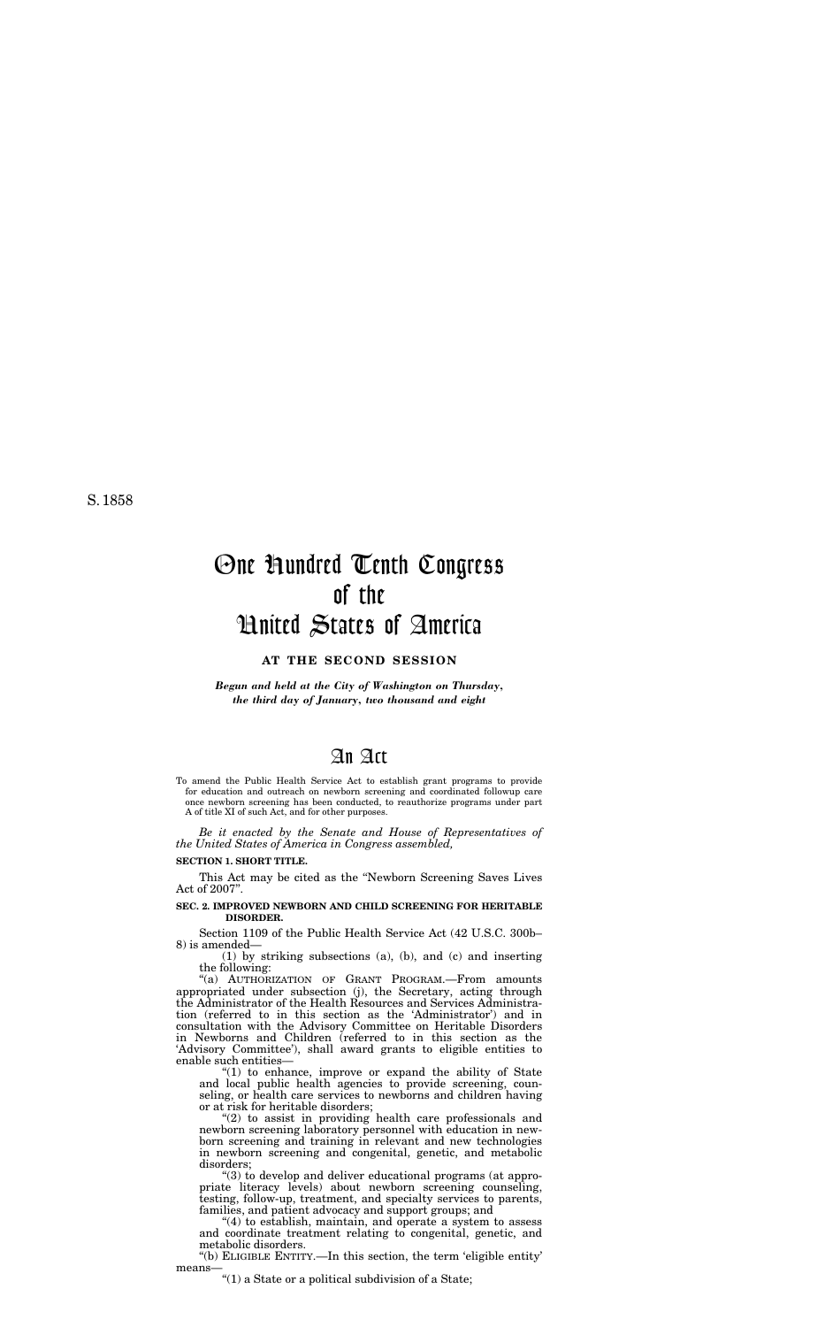S. 1858

# One Hundred Tenth Congress of the United States of America

**AT THE SECOND SESSION**

***Begun and held at the City of Washington on Thursday, the third day of January, two thousand and eight***

# An Act

To amend the Public Health Service Act to establish grant programs to provide for education and outreach on newborn screening and coordinated followup care once newborn screening has been conducted, to reauthorize programs under part A of title XI of such Act, and for other purposes.

*Be it enacted by the Senate and House of Representatives of the United States of America in Congress assembled,*

**SECTION 1. SHORT TITLE.**

This Act may be cited as the "Newborn Screening Saves Lives Act of 2007".

**SEC. 2. IMPROVED NEWBORN AND CHILD SCREENING FOR HERITABLE DISORDER.**

Section 1109 of the Public Health Service Act (42 U.S.C. 300b–8) is amended—

(1) by striking subsections (a), (b), and (c) and inserting the following:

"(a) AUTHORIZATION OF GRANT PROGRAM.—From amounts appropriated under subsection (j), the Secretary, acting through the Administrator of the Health Resources and Services Administration (referred to in this section as the 'Administrator') and in consultation with the Advisory Committee on Heritable Disorders in Newborns and Children (referred to in this section as the 'Advisory Committee'), shall award grants to eligible entities to enable such entities—

"(1) to enhance, improve or expand the ability of State and local public health agencies to provide screening, counseling, or health care services to newborns and children having or at risk for heritable disorders;

"(2) to assist in providing health care professionals and newborn screening laboratory personnel with education in newborn screening and training in relevant and new technologies in newborn screening and congenital, genetic, and metabolic disorders;

"(3) to develop and deliver educational programs (at appropriate literacy levels) about newborn screening counseling, testing, follow-up, treatment, and specialty services to parents, families, and patient advocacy and support groups; and

"(4) to establish, maintain, and operate a system to assess and coordinate treatment relating to congenital, genetic, and metabolic disorders.

"(b) ELIGIBLE ENTITY.—In this section, the term 'eligible entity' means—

"(1) a State or a political subdivision of a State;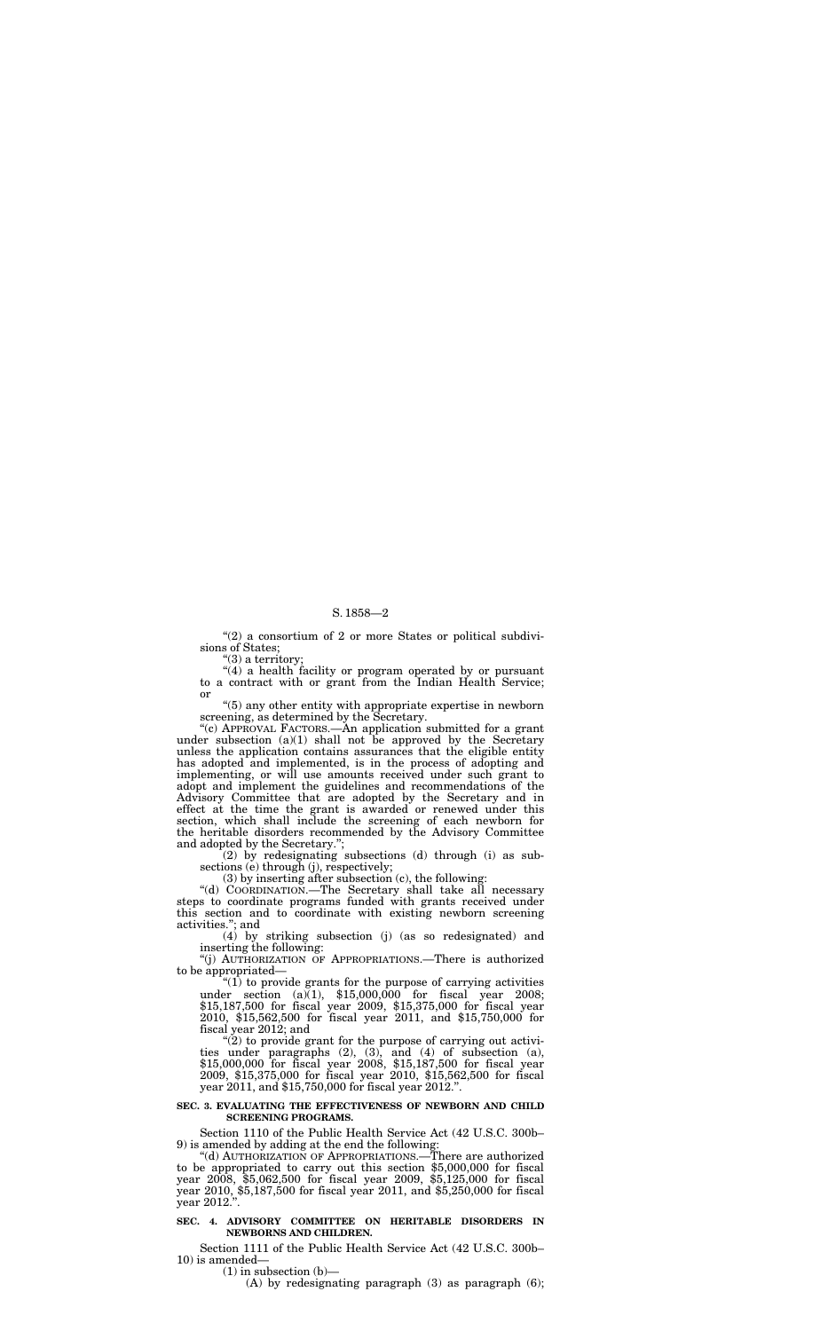"(2) a consortium of 2 or more States or political subdivisions of States;

"(3) a territory;

"(4) a health facility or program operated by or pursuant to a contract with or grant from the Indian Health Service; or

"(5) any other entity with appropriate expertise in newborn screening, as determined by the Secretary.

"(c) APPROVAL FACTORS.—An application submitted for a grant under subsection (a)(1) shall not be approved by the Secretary unless the application contains assurances that the eligible entity has adopted and implemented, is in the process of adopting and implementing, or will use amounts received under such grant to adopt and implement the guidelines and recommendations of the Advisory Committee that are adopted by the Secretary and in effect at the time the grant is awarded or renewed under this section, which shall include the screening of each newborn for the heritable disorders recommended by the Advisory Committee and adopted by the Secretary.";

(2) by redesignating subsections (d) through (i) as subsections (e) through (j), respectively;

(3) by inserting after subsection (c), the following:

"(d) COORDINATION.—The Secretary shall take all necessary steps to coordinate programs funded with grants received under this section and to coordinate with existing newborn screening activities."; and

(4) by striking subsection (j) (as so redesignated) and inserting the following:

"(j) AUTHORIZATION OF APPROPRIATIONS.—There is authorized to be appropriated—

"(1) to provide grants for the purpose of carrying activities under section (a)(1), $15,000,000 for fiscal year 2008; $15,187,500 for fiscal year 2009, $15,375,000 for fiscal year 2010, $15,562,500 for fiscal year 2011, and $15,750,000 for fiscal year 2012; and

"(2) to provide grant for the purpose of carrying out activities under paragraphs (2), (3), and (4) of subsection (a), $15,000,000 for fiscal year 2008, $15,187,500 for fiscal year 2009, $15,375,000 for fiscal year 2010, $15,562,500 for fiscal year 2011, and $15,750,000 for fiscal year 2012.".

**SEC. 3. EVALUATING THE EFFECTIVENESS OF NEWBORN AND CHILD SCREENING PROGRAMS.**

Section 1110 of the Public Health Service Act (42 U.S.C. 300b–9) is amended by adding at the end the following:

"(d) AUTHORIZATION OF APPROPRIATIONS.—There are authorized to be appropriated to carry out this section $5,000,000 for fiscal year 2008, $5,062,500 for fiscal year 2009, $5,125,000 for fiscal year 2010, $5,187,500 for fiscal year 2011, and $5,250,000 for fiscal year 2012.".

**SEC. 4. ADVISORY COMMITTEE ON HERITABLE DISORDERS IN NEWBORNS AND CHILDREN.**

Section 1111 of the Public Health Service Act (42 U.S.C. 300b–10) is amended—

(1) in subsection (b)—

(A) by redesignating paragraph (3) as paragraph (6);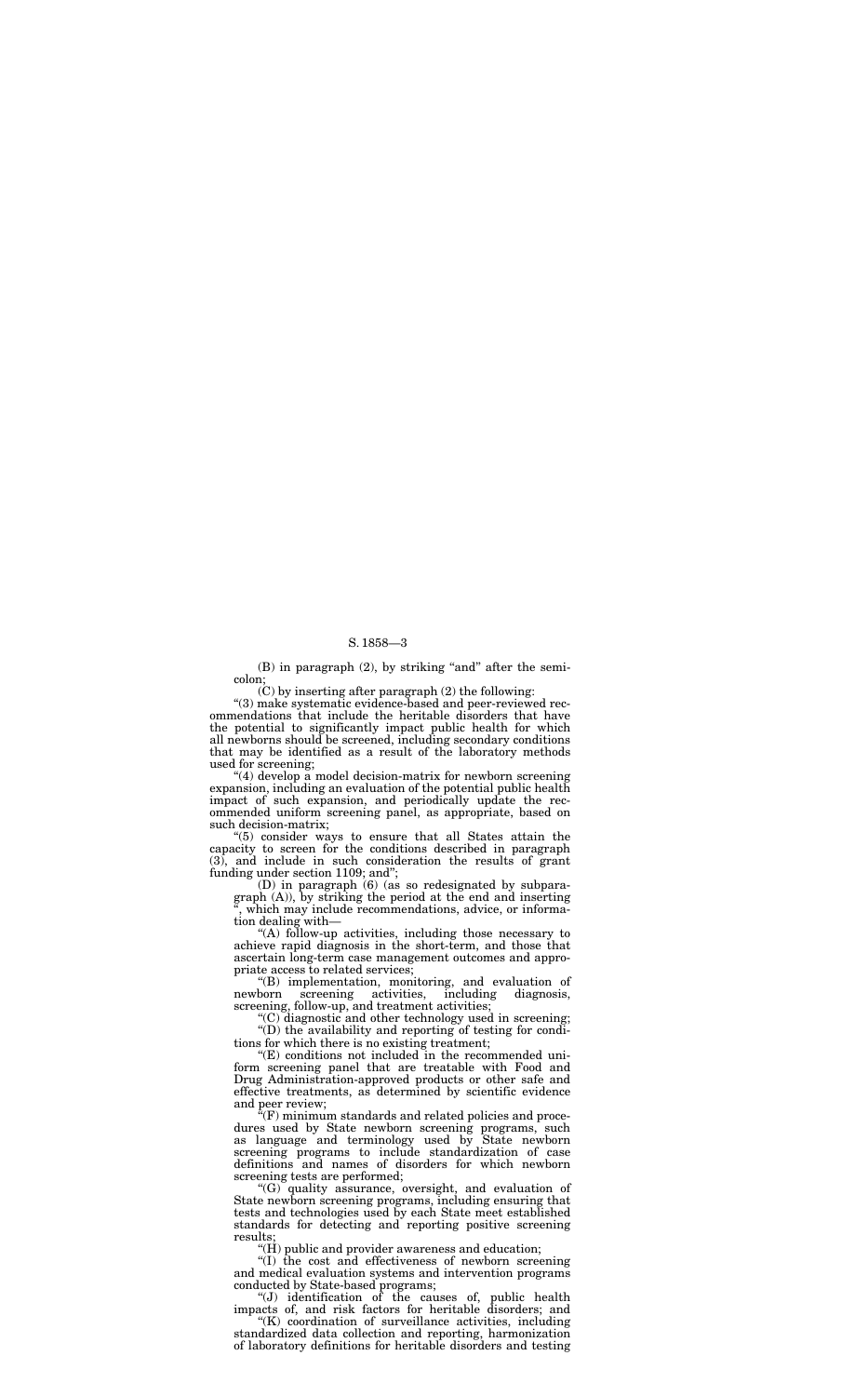(B) in paragraph (2), by striking "and" after the semicolon;

(C) by inserting after paragraph (2) the following:

"(3) make systematic evidence-based and peer-reviewed recommendations that include the heritable disorders that have the potential to significantly impact public health for which all newborns should be screened, including secondary conditions that may be identified as a result of the laboratory methods used for screening;

"(4) develop a model decision-matrix for newborn screening expansion, including an evaluation of the potential public health impact of such expansion, and periodically update the recommended uniform screening panel, as appropriate, based on such decision-matrix;

"(5) consider ways to ensure that all States attain the capacity to screen for the conditions described in paragraph (3), and include in such consideration the results of grant funding under section 1109; and";

(D) in paragraph (6) (as so redesignated by subparagraph (A)), by striking the period at the end and inserting ", which may include recommendations, advice, or information dealing with—

"(A) follow-up activities, including those necessary to achieve rapid diagnosis in the short-term, and those that ascertain long-term case management outcomes and appropriate access to related services;

"(B) implementation, monitoring, and evaluation of newborn screening activities, including diagnosis, screening, follow-up, and treatment activities;

"(C) diagnostic and other technology used in screening;

"(D) the availability and reporting of testing for conditions for which there is no existing treatment;

"(E) conditions not included in the recommended uniform screening panel that are treatable with Food and Drug Administration-approved products or other safe and effective treatments, as determined by scientific evidence and peer review;

"(F) minimum standards and related policies and procedures used by State newborn screening programs, such as language and terminology used by State newborn screening programs to include standardization of case definitions and names of disorders for which newborn screening tests are performed;

"(G) quality assurance, oversight, and evaluation of State newborn screening programs, including ensuring that tests and technologies used by each State meet established standards for detecting and reporting positive screening results;

"(H) public and provider awareness and education;

"(I) the cost and effectiveness of newborn screening and medical evaluation systems and intervention programs conducted by State-based programs;

"(J) identification of the causes of, public health impacts of, and risk factors for heritable disorders; and

"(K) coordination of surveillance activities, including standardized data collection and reporting, harmonization of laboratory definitions for heritable disorders and testing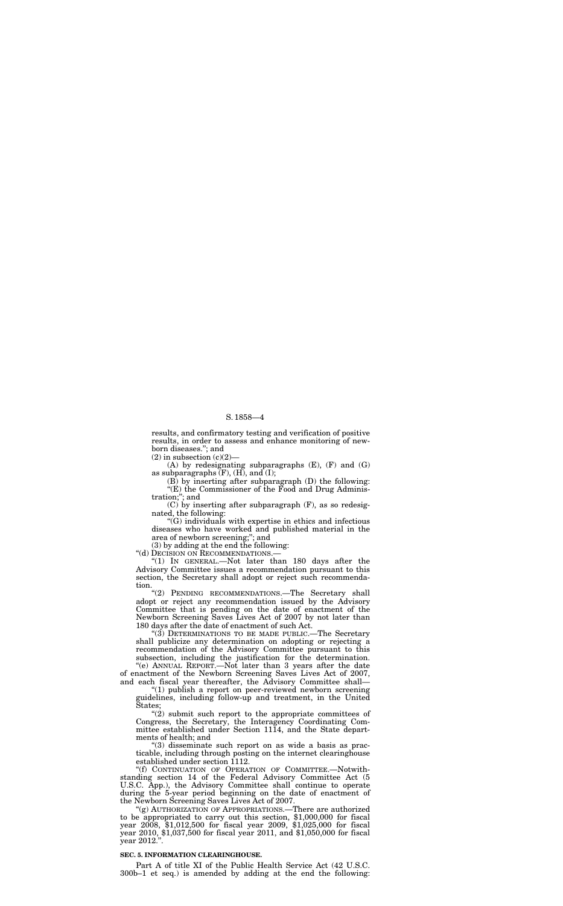results, and confirmatory testing and verification of positive results, in order to assess and enhance monitoring of newborn diseases.''; and

(2) in subsection (c)(2)—

(A) by redesignating subparagraphs (E), (F) and (G) as subparagraphs (F), (H), and (I);

(B) by inserting after subparagraph (D) the following:

''(E) the Commissioner of the Food and Drug Administration;''; and

(C) by inserting after subparagraph (F), as so redesignated, the following:

''(G) individuals with expertise in ethics and infectious diseases who have worked and published material in the area of newborn screening;''; and

(3) by adding at the end the following:

''(d) DECISION ON RECOMMENDATIONS.—

''(1) IN GENERAL.—Not later than 180 days after the Advisory Committee issues a recommendation pursuant to this section, the Secretary shall adopt or reject such recommendation.

''(2) PENDING RECOMMENDATIONS.—The Secretary shall adopt or reject any recommendation issued by the Advisory Committee that is pending on the date of enactment of the Newborn Screening Saves Lives Act of 2007 by not later than 180 days after the date of enactment of such Act.

''(3) DETERMINATIONS TO BE MADE PUBLIC.—The Secretary shall publicize any determination on adopting or rejecting a recommendation of the Advisory Committee pursuant to this subsection, including the justification for the determination.

''(e) ANNUAL REPORT.—Not later than 3 years after the date of enactment of the Newborn Screening Saves Lives Act of 2007, and each fiscal year thereafter, the Advisory Committee shall—

''(1) publish a report on peer-reviewed newborn screening guidelines, including follow-up and treatment, in the United States;

''(2) submit such report to the appropriate committees of Congress, the Secretary, the Interagency Coordinating Committee established under Section 1114, and the State departments of health; and

''(3) disseminate such report on as wide a basis as practicable, including through posting on the internet clearinghouse established under section 1112.

''(f) CONTINUATION OF OPERATION OF COMMITTEE.—Notwithstanding section 14 of the Federal Advisory Committee Act (5 U.S.C. App.), the Advisory Committee shall continue to operate during the 5-year period beginning on the date of enactment of the Newborn Screening Saves Lives Act of 2007.

''(g) AUTHORIZATION OF APPROPRIATIONS.—There are authorized to be appropriated to carry out this section, $1,000,000 for fiscal year 2008, $1,012,500 for fiscal year 2009, $1,025,000 for fiscal year 2010, $1,037,500 for fiscal year 2011, and $1,050,000 for fiscal year 2012.''.

**SEC. 5. INFORMATION CLEARINGHOUSE.**

Part A of title XI of the Public Health Service Act (42 U.S.C. 300b–1 et seq.) is amended by adding at the end the following: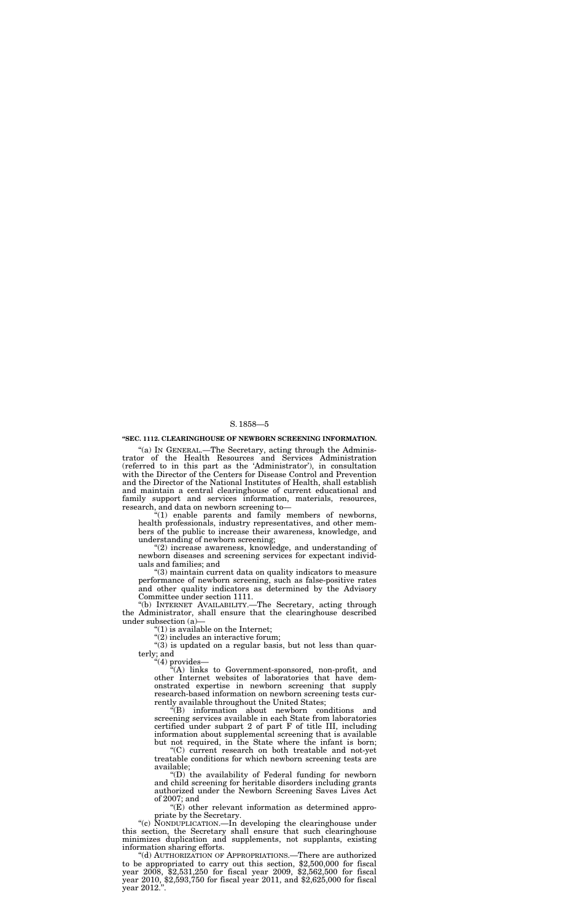**"SEC. 1112. CLEARINGHOUSE OF NEWBORN SCREENING INFORMATION.**

"(a) IN GENERAL.—The Secretary, acting through the Administrator of the Health Resources and Services Administration (referred to in this part as the 'Administrator'), in consultation with the Director of the Centers for Disease Control and Prevention and the Director of the National Institutes of Health, shall establish and maintain a central clearinghouse of current educational and family support and services information, materials, resources, research, and data on newborn screening to—

"(1) enable parents and family members of newborns, health professionals, industry representatives, and other members of the public to increase their awareness, knowledge, and understanding of newborn screening;

"(2) increase awareness, knowledge, and understanding of newborn diseases and screening services for expectant individuals and families; and

"(3) maintain current data on quality indicators to measure performance of newborn screening, such as false-positive rates and other quality indicators as determined by the Advisory Committee under section 1111.

"(b) INTERNET AVAILABILITY.—The Secretary, acting through the Administrator, shall ensure that the clearinghouse described under subsection (a)—

"(1) is available on the Internet;

"(2) includes an interactive forum;

"(3) is updated on a regular basis, but not less than quarterly; and

"(4) provides—

"(A) links to Government-sponsored, non-profit, and other Internet websites of laboratories that have demonstrated expertise in newborn screening that supply research-based information on newborn screening tests currently available throughout the United States;

"(B) information about newborn conditions and screening services available in each State from laboratories certified under subpart 2 of part F of title III, including information about supplemental screening that is available but not required, in the State where the infant is born;

"(C) current research on both treatable and not-yet treatable conditions for which newborn screening tests are available;

"(D) the availability of Federal funding for newborn and child screening for heritable disorders including grants authorized under the Newborn Screening Saves Lives Act of 2007; and

"(E) other relevant information as determined appropriate by the Secretary.

"(c) NONDUPLICATION.—In developing the clearinghouse under this section, the Secretary shall ensure that such clearinghouse minimizes duplication and supplements, not supplants, existing information sharing efforts.

"(d) AUTHORIZATION OF APPROPRIATIONS.—There are authorized to be appropriated to carry out this section, $2,500,000 for fiscal year 2008, $2,531,250 for fiscal year 2009, $2,562,500 for fiscal year 2010, $2,593,750 for fiscal year 2011, and $2,625,000 for fiscal year 2012.".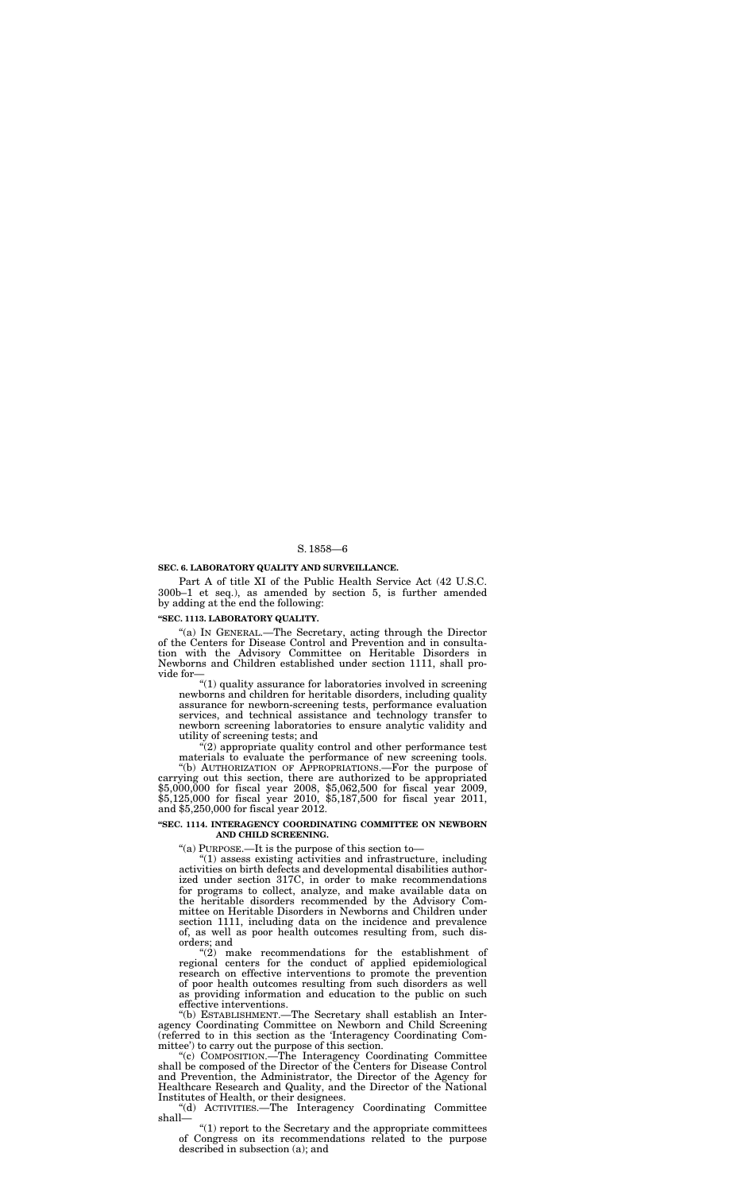## SEC. 6. LABORATORY QUALITY AND SURVEILLANCE.

Part A of title XI of the Public Health Service Act (42 U.S.C. 300b–1 et seq.), as amended by section 5, is further amended by adding at the end the following:

### "SEC. 1113. LABORATORY QUALITY.

"(a) IN GENERAL.—The Secretary, acting through the Director of the Centers for Disease Control and Prevention and in consultation with the Advisory Committee on Heritable Disorders in Newborns and Children established under section 1111, shall provide for—

"(1) quality assurance for laboratories involved in screening newborns and children for heritable disorders, including quality assurance for newborn-screening tests, performance evaluation services, and technical assistance and technology transfer to newborn screening laboratories to ensure analytic validity and utility of screening tests; and

"(2) appropriate quality control and other performance test materials to evaluate the performance of new screening tools.

"(b) AUTHORIZATION OF APPROPRIATIONS.—For the purpose of carrying out this section, there are authorized to be appropriated $5,000,000 for fiscal year 2008, $5,062,500 for fiscal year 2009, $5,125,000 for fiscal year 2010, $5,187,500 for fiscal year 2011, and $5,250,000 for fiscal year 2012.

### "SEC. 1114. INTERAGENCY COORDINATING COMMITTEE ON NEWBORN AND CHILD SCREENING.

"(a) PURPOSE.—It is the purpose of this section to—

"(1) assess existing activities and infrastructure, including activities on birth defects and developmental disabilities authorized under section 317C, in order to make recommendations for programs to collect, analyze, and make available data on the heritable disorders recommended by the Advisory Committee on Heritable Disorders in Newborns and Children under section 1111, including data on the incidence and prevalence of, as well as poor health outcomes resulting from, such disorders; and

"(2) make recommendations for the establishment of regional centers for the conduct of applied epidemiological research on effective interventions to promote the prevention of poor health outcomes resulting from such disorders as well as providing information and education to the public on such effective interventions.

"(b) ESTABLISHMENT.—The Secretary shall establish an Interagency Coordinating Committee on Newborn and Child Screening (referred to in this section as the 'Interagency Coordinating Committee') to carry out the purpose of this section.

"(c) COMPOSITION.—The Interagency Coordinating Committee shall be composed of the Director of the Centers for Disease Control and Prevention, the Administrator, the Director of the Agency for Healthcare Research and Quality, and the Director of the National Institutes of Health, or their designees.

"(d) ACTIVITIES.—The Interagency Coordinating Committee shall—

"(1) report to the Secretary and the appropriate committees of Congress on its recommendations related to the purpose described in subsection (a); and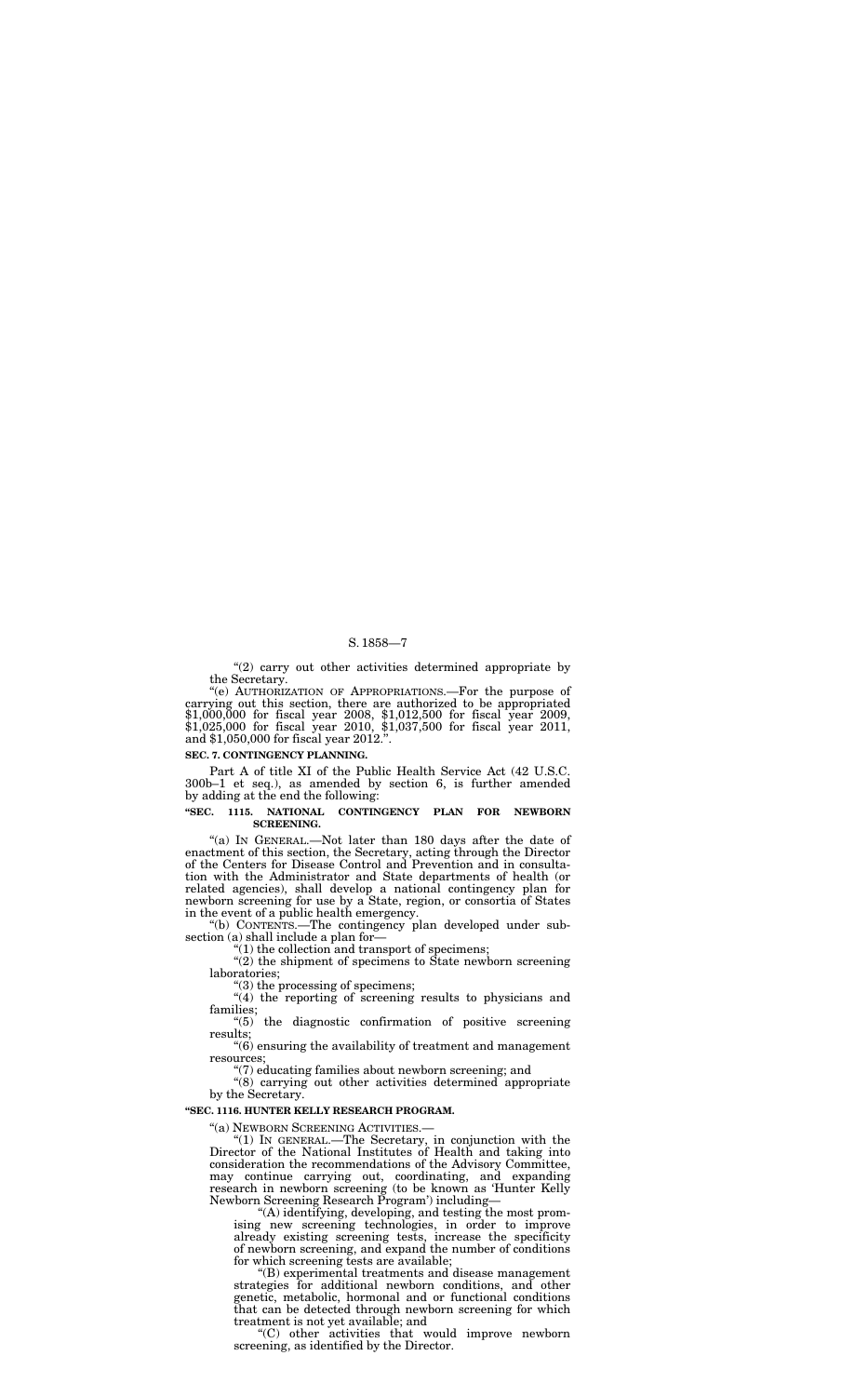"(2) carry out other activities determined appropriate by the Secretary.

"(e) AUTHORIZATION OF APPROPRIATIONS.—For the purpose of carrying out this section, there are authorized to be appropriated $1,000,000 for fiscal year 2008, $1,012,500 for fiscal year 2009, $1,025,000 for fiscal year 2010, $1,037,500 for fiscal year 2011, and $1,050,000 for fiscal year 2012.".

**SEC. 7. CONTINGENCY PLANNING.**

Part A of title XI of the Public Health Service Act (42 U.S.C. 300b–1 et seq.), as amended by section 6, is further amended by adding at the end the following:

**"SEC. 1115. NATIONAL CONTINGENCY PLAN FOR NEWBORN SCREENING.**

"(a) IN GENERAL.—Not later than 180 days after the date of enactment of this section, the Secretary, acting through the Director of the Centers for Disease Control and Prevention and in consultation with the Administrator and State departments of health (or related agencies), shall develop a national contingency plan for newborn screening for use by a State, region, or consortia of States in the event of a public health emergency.

"(b) CONTENTS.—The contingency plan developed under subsection (a) shall include a plan for—

"(1) the collection and transport of specimens;

"(2) the shipment of specimens to State newborn screening laboratories;

"(3) the processing of specimens;

"(4) the reporting of screening results to physicians and families;

"(5) the diagnostic confirmation of positive screening results;

"(6) ensuring the availability of treatment and management resources;

"(7) educating families about newborn screening; and

"(8) carrying out other activities determined appropriate by the Secretary.

**"SEC. 1116. HUNTER KELLY RESEARCH PROGRAM.**

"(a) NEWBORN SCREENING ACTIVITIES.—

"(1) IN GENERAL.—The Secretary, in conjunction with the Director of the National Institutes of Health and taking into consideration the recommendations of the Advisory Committee, may continue carrying out, coordinating, and expanding research in newborn screening (to be known as 'Hunter Kelly Newborn Screening Research Program') including—

"(A) identifying, developing, and testing the most promising new screening technologies, in order to improve already existing screening tests, increase the specificity of newborn screening, and expand the number of conditions for which screening tests are available;

"(B) experimental treatments and disease management strategies for additional newborn conditions, and other genetic, metabolic, hormonal and or functional conditions that can be detected through newborn screening for which treatment is not yet available; and

"(C) other activities that would improve newborn screening, as identified by the Director.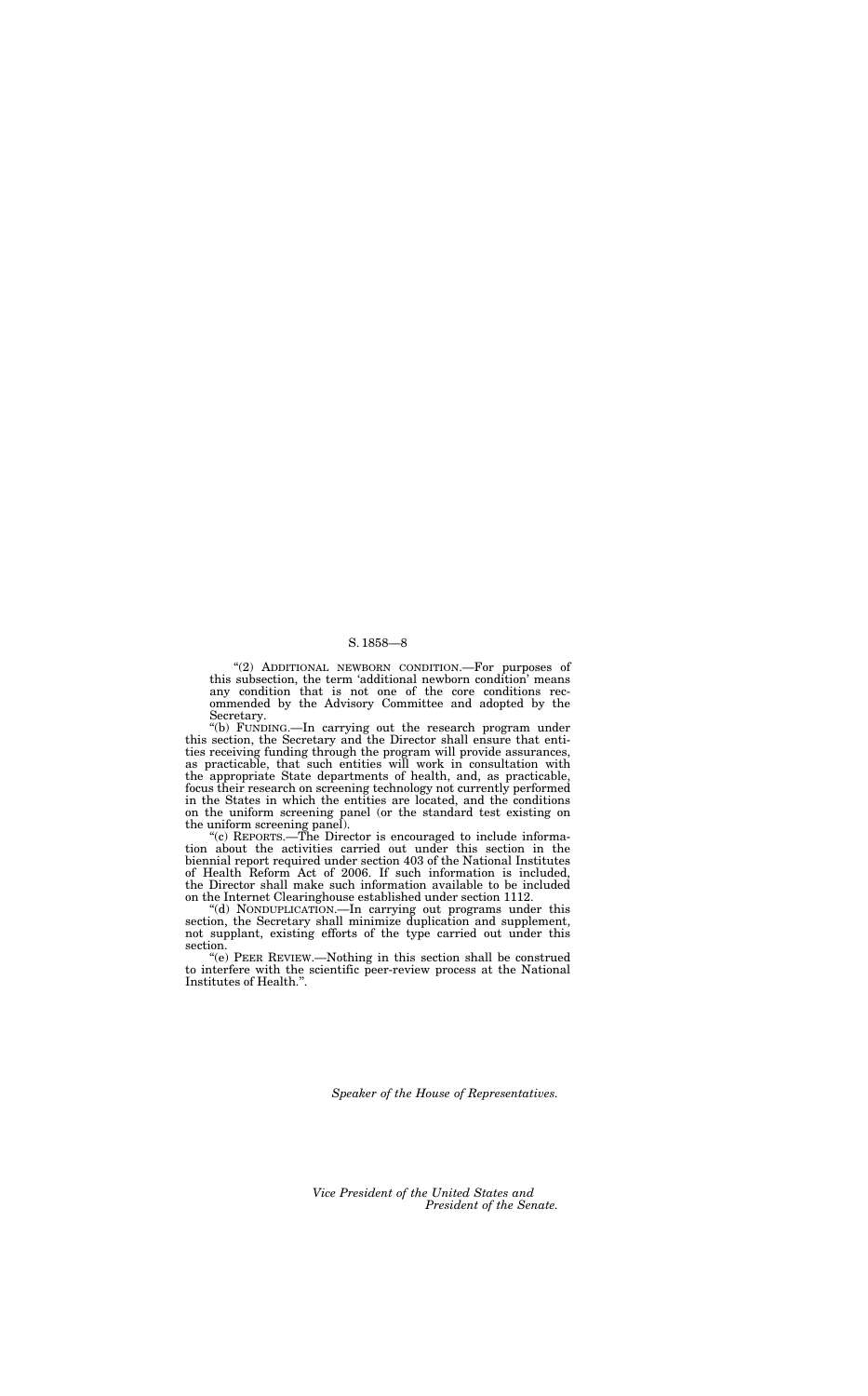“(2) ADDITIONAL NEWBORN CONDITION.—For purposes of this subsection, the term ‘additional newborn condition’ means any condition that is not one of the core conditions recommended by the Advisory Committee and adopted by the Secretary.

“(b) FUNDING.—In carrying out the research program under this section, the Secretary and the Director shall ensure that entities receiving funding through the program will provide assurances, as practicable, that such entities will work in consultation with the appropriate State departments of health, and, as practicable, focus their research on screening technology not currently performed in the States in which the entities are located, and the conditions on the uniform screening panel (or the standard test existing on the uniform screening panel).

“(c) REPORTS.—The Director is encouraged to include information about the activities carried out under this section in the biennial report required under section 403 of the National Institutes of Health Reform Act of 2006. If such information is included, the Director shall make such information available to be included on the Internet Clearinghouse established under section 1112.

“(d) NONDUPLICATION.—In carrying out programs under this section, the Secretary shall minimize duplication and supplement, not supplant, existing efforts of the type carried out under this section.

“(e) PEER REVIEW.—Nothing in this section shall be construed to interfere with the scientific peer-review process at the National Institutes of Health.”.

*Speaker of the House of Representatives.*

*Vice President of the United States and President of the Senate.*